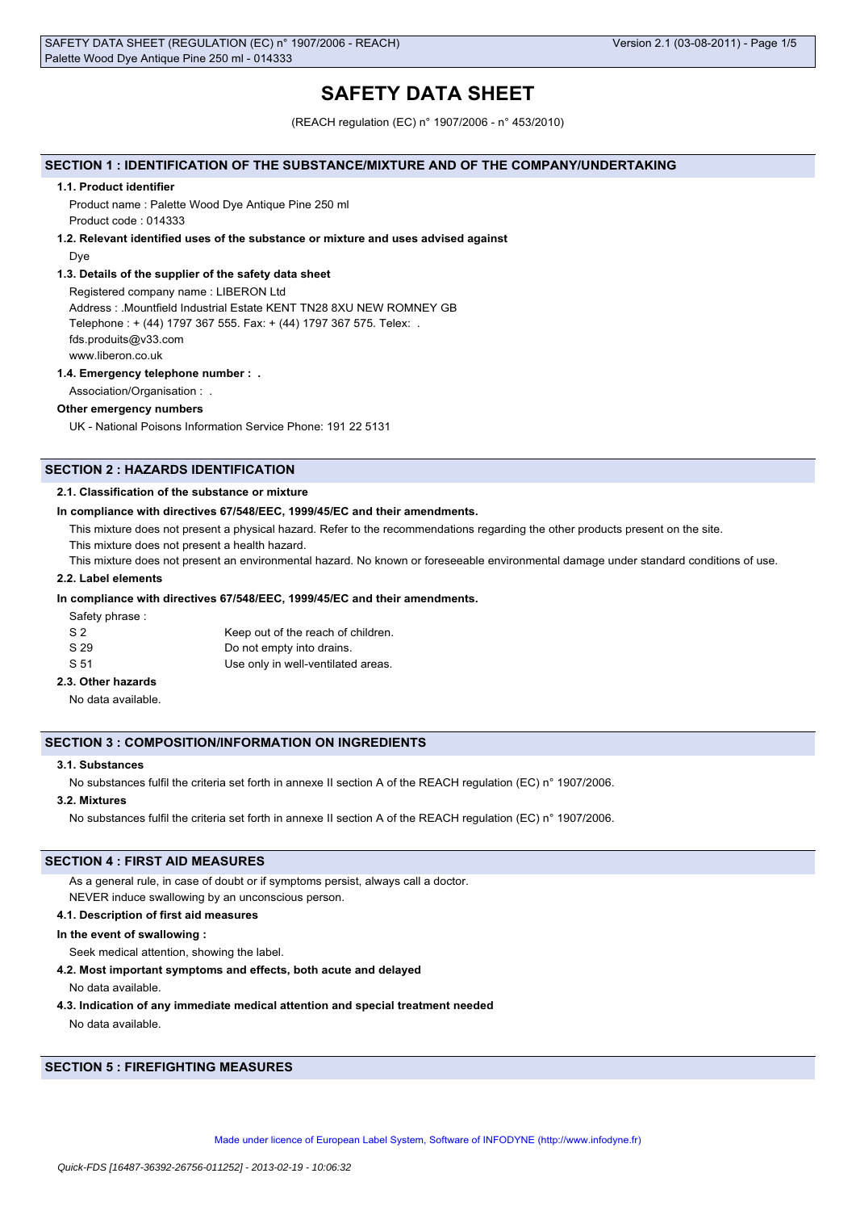# SAFETY DATA SHEET

(REACH regulation (EC) n° 1907/2006 - n° 453/2010)

## SECTION 1 : IDENTIFICATION OF THE SUBSTANCE/MIXTURE AND OF THE COMPANY/UNDERTAKING

### 1.1. Product identifier

Product name : Palette Wood Dye Antique Pine 250 ml

Product code : 014333

### 1.2. Relevant identified uses of the substance or mixture and uses advised against

Dye

### 1.3. Details of the supplier of the safety data sheet

Registered company name : LIBERON Ltd

Address : .Mountfield Industrial Estate KENT TN28 8XU NEW ROMNEY GB

Telephone : + (44) 1797 367 555. Fax: + (44) 1797 367 575. Telex: .

fds.produits@v33.com

www.liberon.co.uk

### 1.4. Emergency telephone number : .

Association/Organisation : .

**Other emergency numbers**

UK - National Poisons Information Service Phone: 191 22 5131

## SECTION 2 : HAZARDS IDENTIFICATION

### 2.1. Classification of the substance or mixture

**In compliance with directives 67/548/EEC, 1999/45/EC and their amendments.**

This mixture does not present a physical hazard. Refer to the recommendations regarding the other products present on the site.

This mixture does not present a health hazard.

This mixture does not present an environmental hazard. No known or foreseeable environmental damage under standard conditions of use.

### 2.2. Label elements

**In compliance with directives 67/548/EEC, 1999/45/EC and their amendments.**

Safety phrase :

| | |
|---|---|
| S 2 | Keep out of the reach of children. |
| S 29 | Do not empty into drains. |
| S 51 | Use only in well-ventilated areas. |

### 2.3. Other hazards

No data available.

## SECTION 3 : COMPOSITION/INFORMATION ON INGREDIENTS

### 3.1. Substances

No substances fulfil the criteria set forth in annexe II section A of the REACH regulation (EC) n° 1907/2006.

### 3.2. Mixtures

No substances fulfil the criteria set forth in annexe II section A of the REACH regulation (EC) n° 1907/2006.

## SECTION 4 : FIRST AID MEASURES

As a general rule, in case of doubt or if symptoms persist, always call a doctor.

NEVER induce swallowing by an unconscious person.

### 4.1. Description of first aid measures

**In the event of swallowing :**

Seek medical attention, showing the label.

### 4.2. Most important symptoms and effects, both acute and delayed

No data available.

### 4.3. Indication of any immediate medical attention and special treatment needed

No data available.

## SECTION 5 : FIREFIGHTING MEASURES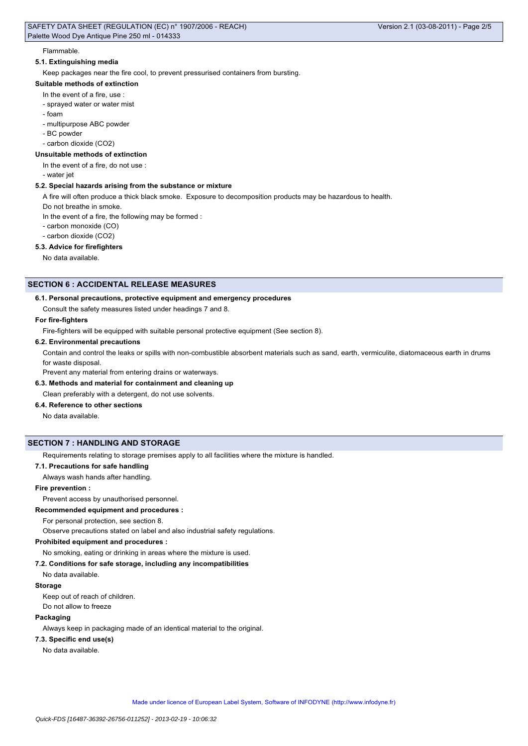Flammable.

### 5.1. Extinguishing media

Keep packages near the fire cool, to prevent pressurised containers from bursting.

**Suitable methods of extinction**

In the event of a fire, use :

- sprayed water or water mist
- foam
- multipurpose ABC powder
- BC powder
- carbon dioxide ($CO_2$)

**Unsuitable methods of extinction**

In the event of a fire, do not use :

- water jet

### 5.2. Special hazards arising from the substance or mixture

A fire will often produce a thick black smoke. Exposure to decomposition products may be hazardous to health.

Do not breathe in smoke.

In the event of a fire, the following may be formed :

- carbon monoxide (CO)
- carbon dioxide ($CO_2$)

### 5.3. Advice for firefighters

No data available.

## SECTION 6 : ACCIDENTAL RELEASE MEASURES

### 6.1. Personal precautions, protective equipment and emergency procedures

Consult the safety measures listed under headings 7 and 8.

**For fire-fighters**

Fire-fighters will be equipped with suitable personal protective equipment (See section 8).

### 6.2. Environmental precautions

Contain and control the leaks or spills with non-combustible absorbent materials such as sand, earth, vermiculite, diatomaceous earth in drums for waste disposal.

Prevent any material from entering drains or waterways.

### 6.3. Methods and material for containment and cleaning up

Clean preferably with a detergent, do not use solvents.

### 6.4. Reference to other sections

No data available.

## SECTION 7 : HANDLING AND STORAGE

Requirements relating to storage premises apply to all facilities where the mixture is handled.

### 7.1. Precautions for safe handling

Always wash hands after handling.

**Fire prevention :**

Prevent access by unauthorised personnel.

**Recommended equipment and procedures :**

For personal protection, see section 8.

Observe precautions stated on label and also industrial safety regulations.

**Prohibited equipment and procedures :**

No smoking, eating or drinking in areas where the mixture is used.

### 7.2. Conditions for safe storage, including any incompatibilities

No data available.

**Storage**

Keep out of reach of children.

Do not allow to freeze

**Packaging**

Always keep in packaging made of an identical material to the original.

### 7.3. Specific end use(s)

No data available.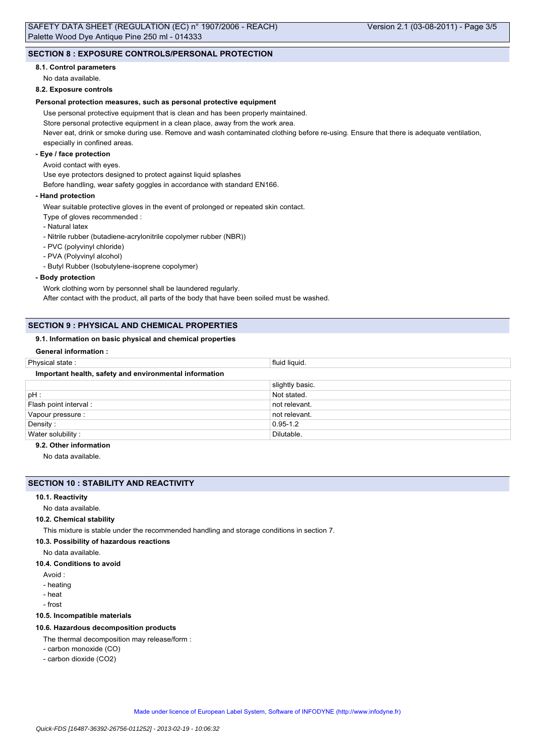## SECTION 8 : EXPOSURE CONTROLS/PERSONAL PROTECTION

### 8.1. Control parameters

No data available.

### 8.2. Exposure controls

**Personal protection measures, such as personal protective equipment**

Use personal protective equipment that is clean and has been properly maintained.

Store personal protective equipment in a clean place, away from the work area.

Never eat, drink or smoke during use. Remove and wash contaminated clothing before re-using. Ensure that there is adequate ventilation, especially in confined areas.

**- Eye / face protection**

Avoid contact with eyes.

Use eye protectors designed to protect against liquid splashes

Before handling, wear safety goggles in accordance with standard EN166.

**- Hand protection**

Wear suitable protective gloves in the event of prolonged or repeated skin contact.

Type of gloves recommended :

- Natural latex
- Nitrile rubber (butadiene-acrylonitrile copolymer rubber (NBR))
- PVC (polyvinyl chloride)
- PVA (Polyvinyl alcohol)
- Butyl Rubber (Isobutylene-isoprene copolymer)

**- Body protection**

Work clothing worn by personnel shall be laundered regularly.

After contact with the product, all parts of the body that have been soiled must be washed.

## SECTION 9 : PHYSICAL AND CHEMICAL PROPERTIES

### 9.1. Information on basic physical and chemical properties

**General information :**

| Physical state : | fluid liquid. |
|---|---|

**Important health, safety and environmental information**

| | slightly basic. |
|---|---|
| pH : | Not stated. |
| Flash point interval : | not relevant. |
| Vapour pressure : | not relevant. |
| Density : | 0.95-1.2 |
| Water solubility : | Dilutable. |

### 9.2. Other information

No data available.

## SECTION 10 : STABILITY AND REACTIVITY

### 10.1. Reactivity

No data available.

### 10.2. Chemical stability

This mixture is stable under the recommended handling and storage conditions in section 7.

### 10.3. Possibility of hazardous reactions

No data available.

### 10.4. Conditions to avoid

Avoid :

- heating
- heat
- frost

### 10.5. Incompatible materials

### 10.6. Hazardous decomposition products

The thermal decomposition may release/form :

- carbon monoxide (CO)
- carbon dioxide ($CO_2$)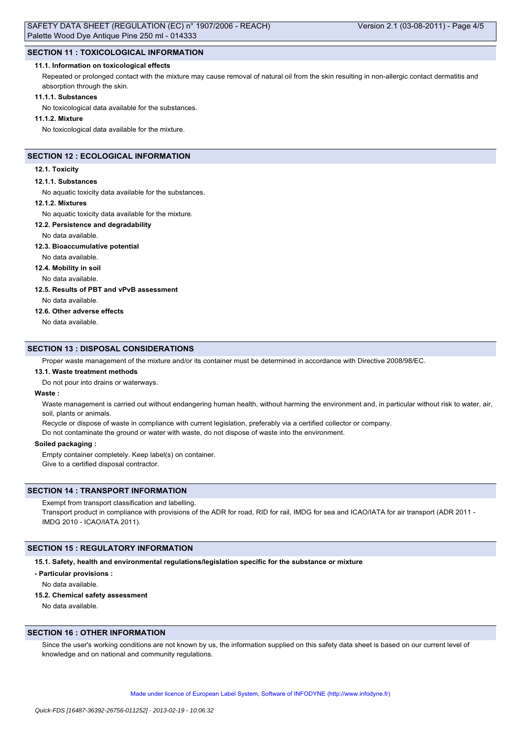## SECTION 11 : TOXICOLOGICAL INFORMATION

### 11.1. Information on toxicological effects

Repeated or prolonged contact with the mixture may cause removal of natural oil from the skin resulting in non-allergic contact dermatitis and absorption through the skin.

#### 11.1.1. Substances

No toxicological data available for the substances.

#### 11.1.2. Mixture

No toxicological data available for the mixture.

## SECTION 12 : ECOLOGICAL INFORMATION

### 12.1. Toxicity

#### 12.1.1. Substances

No aquatic toxicity data available for the substances.

#### 12.1.2. Mixtures

No aquatic toxicity data available for the mixture.

### 12.2. Persistence and degradability

No data available.

### 12.3. Bioaccumulative potential

No data available.

### 12.4. Mobility in soil

No data available.

### 12.5. Results of PBT and vPvB assessment

No data available.

### 12.6. Other adverse effects

No data available.

## SECTION 13 : DISPOSAL CONSIDERATIONS

Proper waste management of the mixture and/or its container must be determined in accordance with Directive 2008/98/EC.

### 13.1. Waste treatment methods

Do not pour into drains or waterways.

**Waste :**

Waste management is carried out without endangering human health, without harming the environment and, in particular without risk to water, air, soil, plants or animals.

Recycle or dispose of waste in compliance with current legislation, preferably via a certified collector or company.

Do not contaminate the ground or water with waste, do not dispose of waste into the environment.

**Soiled packaging :**

Empty container completely. Keep label(s) on container.

Give to a certified disposal contractor.

## SECTION 14 : TRANSPORT INFORMATION

Exempt from transport classification and labelling.

Transport product in compliance with provisions of the ADR for road, RID for rail, IMDG for sea and ICAO/IATA for air transport (ADR 2011 - IMDG 2010 - ICAO/IATA 2011).

## SECTION 15 : REGULATORY INFORMATION

### 15.1. Safety, health and environmental regulations/legislation specific for the substance or mixture

**- Particular provisions :**

No data available.

### 15.2. Chemical safety assessment

No data available.

## SECTION 16 : OTHER INFORMATION

Since the user's working conditions are not known by us, the information supplied on this safety data sheet is based on our current level of knowledge and on national and community regulations.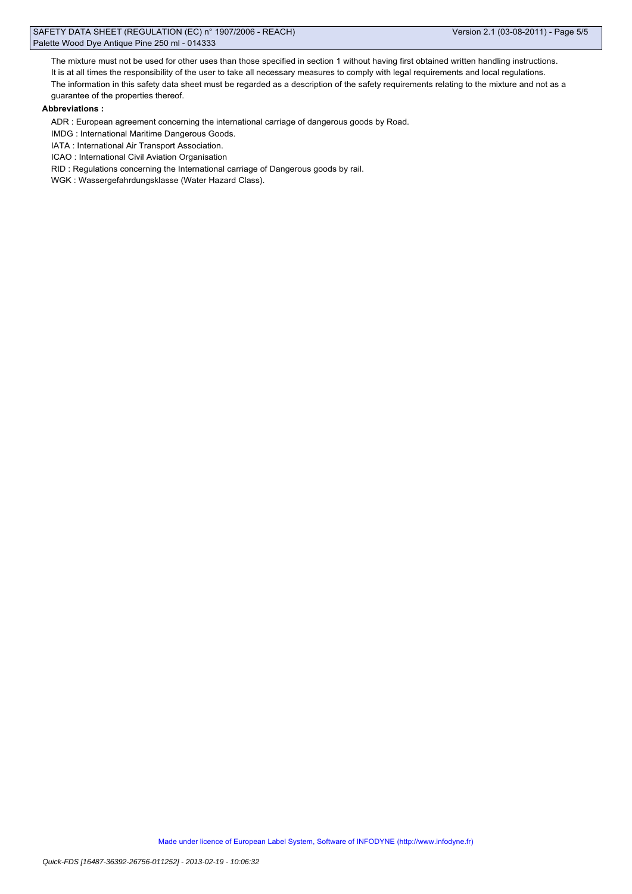The mixture must not be used for other uses than those specified in section 1 without having first obtained written handling instructions.
It is at all times the responsibility of the user to take all necessary measures to comply with legal requirements and local regulations.
The information in this safety data sheet must be regarded as a description of the safety requirements relating to the mixture and not as a guarantee of the properties thereof.

**Abbreviations :**

ADR : European agreement concerning the international carriage of dangerous goods by Road.

IMDG : International Maritime Dangerous Goods.

IATA : International Air Transport Association.

ICAO : International Civil Aviation Organisation

RID : Regulations concerning the International carriage of Dangerous goods by rail.

WGK : Wassergefahrdungsklasse (Water Hazard Class).